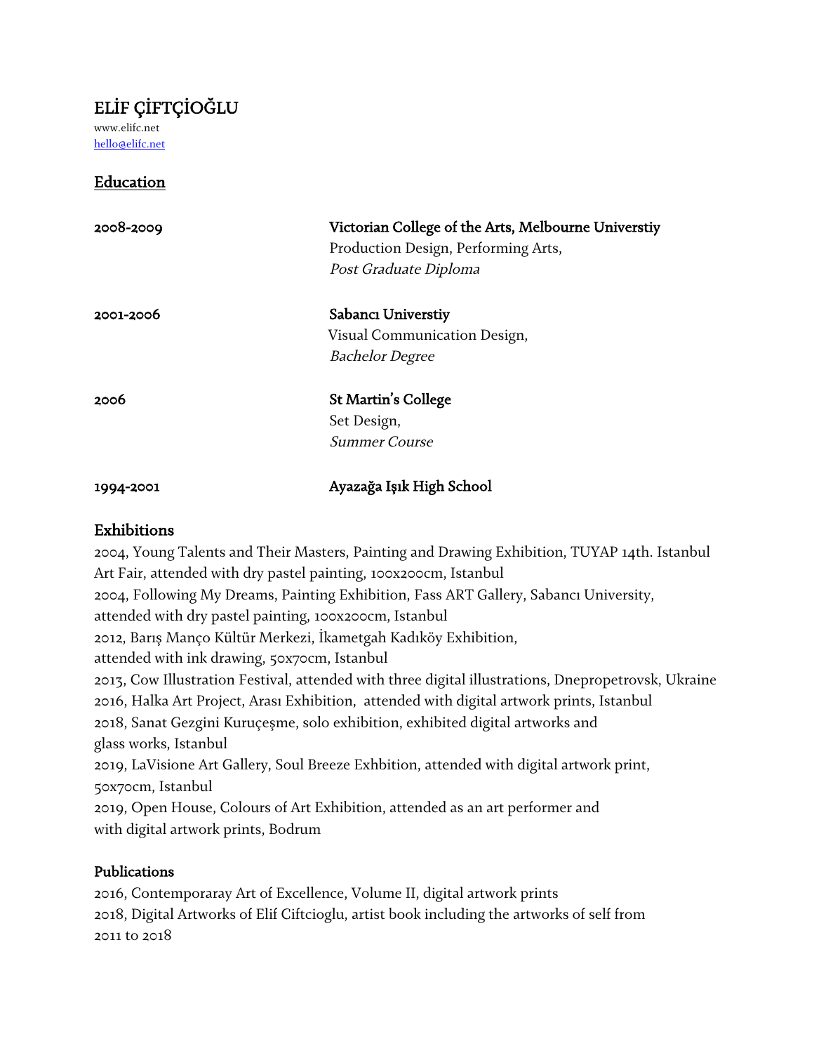# ELİF ÇİFTÇİOĞLU

www.elifc.net
hello@elifc.net

## Education

**2008-2009** — **Victorian College of the Arts, Melbourne Universtiy**
Production Design, Performing Arts,
*Post Graduate Diploma*

**2001-2006** — **Sabancı Universtiy**
Visual Communication Design,
*Bachelor Degree*

**2006** — **St Martin's College**
Set Design,
*Summer Course*

**1994-2001** — **Ayazağa Işık High School**

## Exhibitions

2004, Young Talents and Their Masters, Painting and Drawing Exhibition, TUYAP 14th. Istanbul Art Fair, attended with dry pastel painting, 100x200cm, Istanbul
2004, Following My Dreams, Painting Exhibition, Fass ART Gallery, Sabancı University, attended with dry pastel painting, 100x200cm, Istanbul
2012, Barış Manço Kültür Merkezi, İkametgah Kadıköy Exhibition, attended with ink drawing, 50x70cm, Istanbul
2013, Cow Illustration Festival, attended with three digital illustrations, Dnepropetrovsk, Ukraine
2016, Halka Art Project, Arası Exhibition, attended with digital artwork prints, Istanbul
2018, Sanat Gezgini Kuruçeşme, solo exhibition, exhibited digital artworks and glass works, Istanbul
2019, LaVisione Art Gallery, Soul Breeze Exhbition, attended with digital artwork print, 50x70cm, Istanbul
2019, Open House, Colours of Art Exhibition, attended as an art performer and with digital artwork prints, Bodrum

## Publications

2016, Contemporaray Art of Excellence, Volume II, digital artwork prints
2018, Digital Artworks of Elif Ciftcioglu, artist book including the artworks of self from 2011 to 2018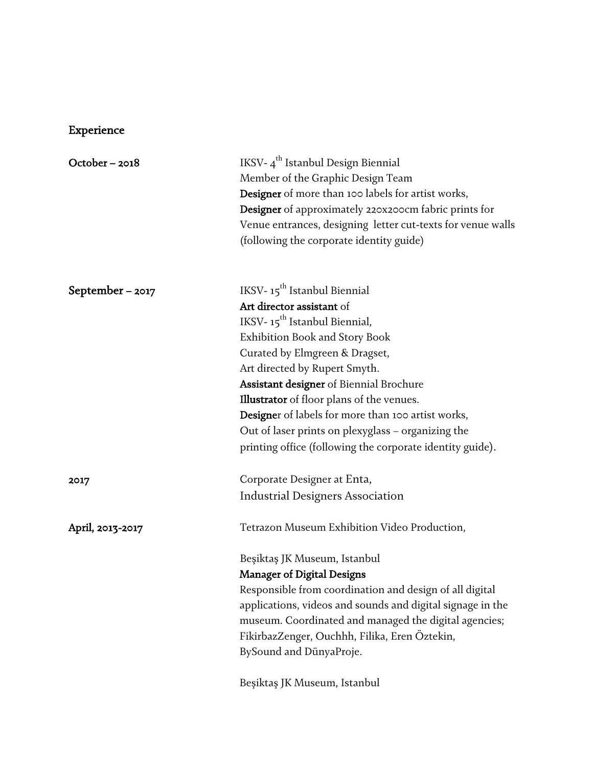## Experience

**October – 2018**

IKSV- 4th Istanbul Design Biennial
Member of the Graphic Design Team
**Designer** of more than 100 labels for artist works,
**Designer** of approximately 220x200cm fabric prints for Venue entrances, designing letter cut-texts for venue walls (following the corporate identity guide)

**September – 2017**

IKSV- 15th Istanbul Biennial
**Art director assistant** of
IKSV- 15th Istanbul Biennial,
Exhibition Book and Story Book
Curated by Elmgreen & Dragset,
Art directed by Rupert Smyth.
**Assistant designer** of Biennial Brochure
**Illustrator** of floor plans of the venues.
**Designe**r of labels for more than 100 artist works,
Out of laser prints on plexyglass – organizing the printing office (following the corporate identity guide).

**2017**

Corporate Designer at Enta,
Industrial Designers Association

**April, 2013-2017**

Tetrazon Museum Exhibition Video Production,

Beşiktaş JK Museum, Istanbul
**Manager of Digital Designs**
Responsible from coordination and design of all digital applications, videos and sounds and digital signage in the museum. Coordinated and managed the digital agencies; FikirbazZenger, Ouchhh, Filika, Eren Öztekin, BySound and DünyaProje.

Beşiktaş JK Museum, Istanbul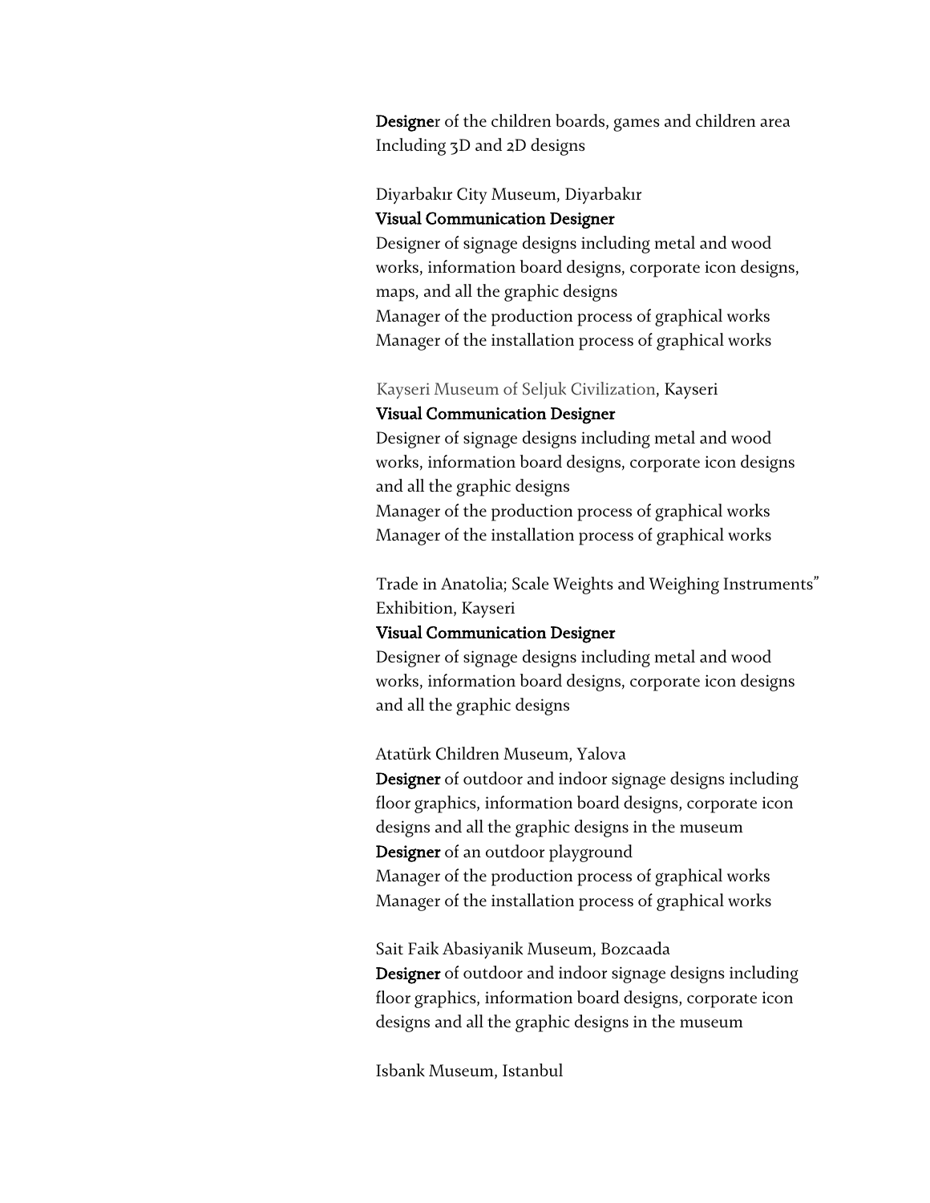**Designe**r of the children boards, games and children area
Including 3D and 2D designs

Diyarbakır City Museum, Diyarbakır
**Visual Communication Designer**
Designer of signage designs including metal and wood works, information board designs, corporate icon designs, maps, and all the graphic designs
Manager of the production process of graphical works
Manager of the installation process of graphical works

Kayseri Museum of Seljuk Civilization, Kayseri
**Visual Communication Designer**
Designer of signage designs including metal and wood works, information board designs, corporate icon designs and all the graphic designs
Manager of the production process of graphical works
Manager of the installation process of graphical works

Trade in Anatolia; Scale Weights and Weighing Instruments" Exhibition, Kayseri
**Visual Communication Designer**
Designer of signage designs including metal and wood works, information board designs, corporate icon designs and all the graphic designs

Atatürk Children Museum, Yalova
**Designer** of outdoor and indoor signage designs including floor graphics, information board designs, corporate icon designs and all the graphic designs in the museum
**Designer** of an outdoor playground
Manager of the production process of graphical works
Manager of the installation process of graphical works

Sait Faik Abasiyanik Museum, Bozcaada
**Designer** of outdoor and indoor signage designs including floor graphics, information board designs, corporate icon designs and all the graphic designs in the museum

Isbank Museum, Istanbul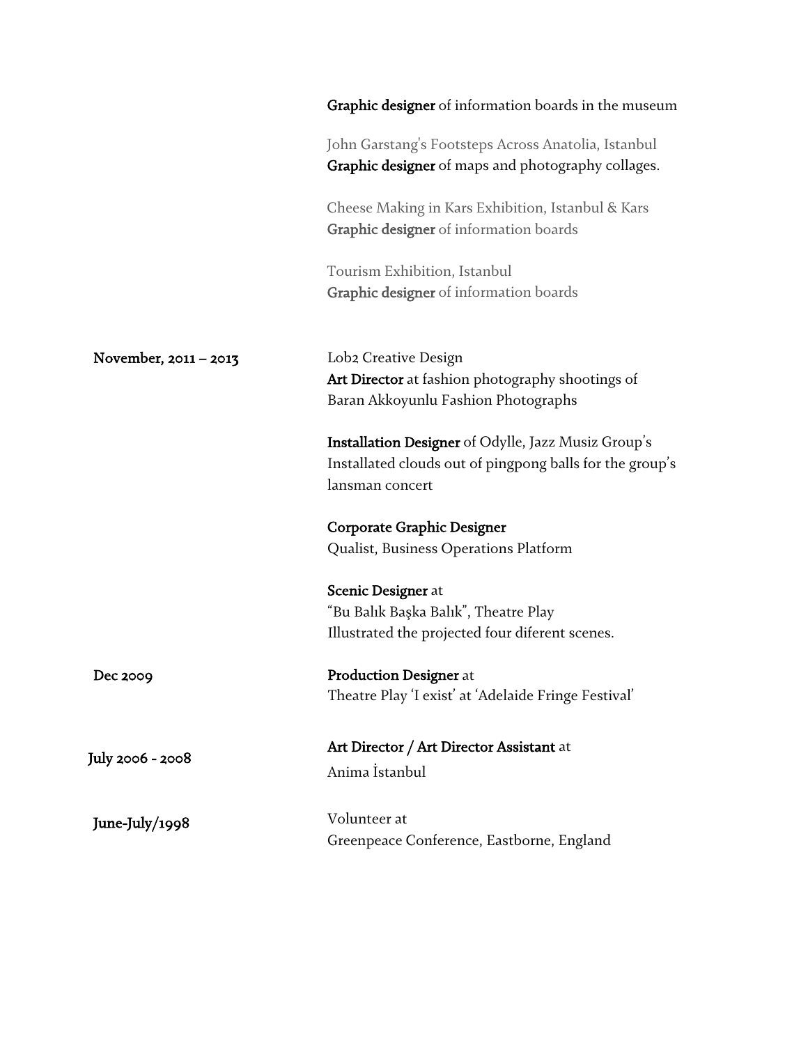**Graphic designer** of information boards in the museum

John Garstang's Footsteps Across Anatolia, Istanbul
**Graphic designer** of maps and photography collages.

Cheese Making in Kars Exhibition, Istanbul & Kars
**Graphic designer** of information boards

Tourism Exhibition, Istanbul
**Graphic designer** of information boards

**November, 2011 – 2013**

Lob2 Creative Design
**Art Director** at fashion photography shootings of
Baran Akkoyunlu Fashion Photographs

**Installation Designer** of Odylle, Jazz Musiz Group's
Installated clouds out of pingpong balls for the group's
lansman concert

**Corporate Graphic Designer**
Qualist, Business Operations Platform

**Scenic Designer** at
"Bu Balık Başka Balık", Theatre Play
Illustrated the projected four diferent scenes.

**Dec 2009**

**Production Designer** at
Theatre Play 'I exist' at 'Adelaide Fringe Festival'

**July 2006 - 2008**

**Art Director / Art Director Assistant** at
Anima İstanbul

**June-July/1998**

Volunteer at
Greenpeace Conference, Eastborne, England